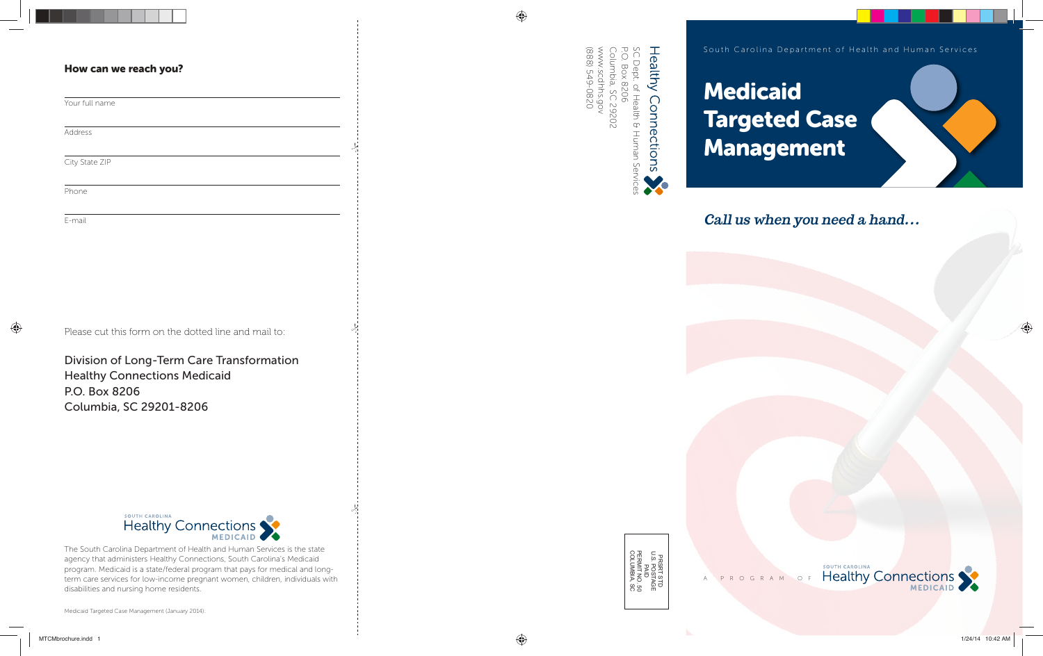**How can we reach you?**

Your full name

Address

City State ZIP

Phone

E-mail

Please cut this form on the dotted line and mail to:

Division of Long-Term Care Transformation
Healthy Connections Medicaid
P.O. Box 8206
Columbia, SC 29201-8206

South Carolina Healthy Connections Medicaid

The South Carolina Department of Health and Human Services is the state agency that administers Healthy Connections, South Carolina's Medicaid program. Medicaid is a state/federal program that pays for medical and long-term care services for low-income pregnant women, children, individuals with disabilities and nursing home residents.

Medicaid Targeted Case Management (January 2014).

Healthy Connections
SC Dept. of Health & Human Services
P.O. Box 8206
Columbia, SC 29202
www.scdhhs.gov
(888) 549-0820

PRSRT STD
U.S. POSTAGE
PAID
PERMIT NO. 50
COLUMBIA, SC

South Carolina Department of Health and Human Services

# Medicaid Targeted Case Management

*Call us when you need a hand…*

A PROGRAM OF South Carolina Healthy Connections Medicaid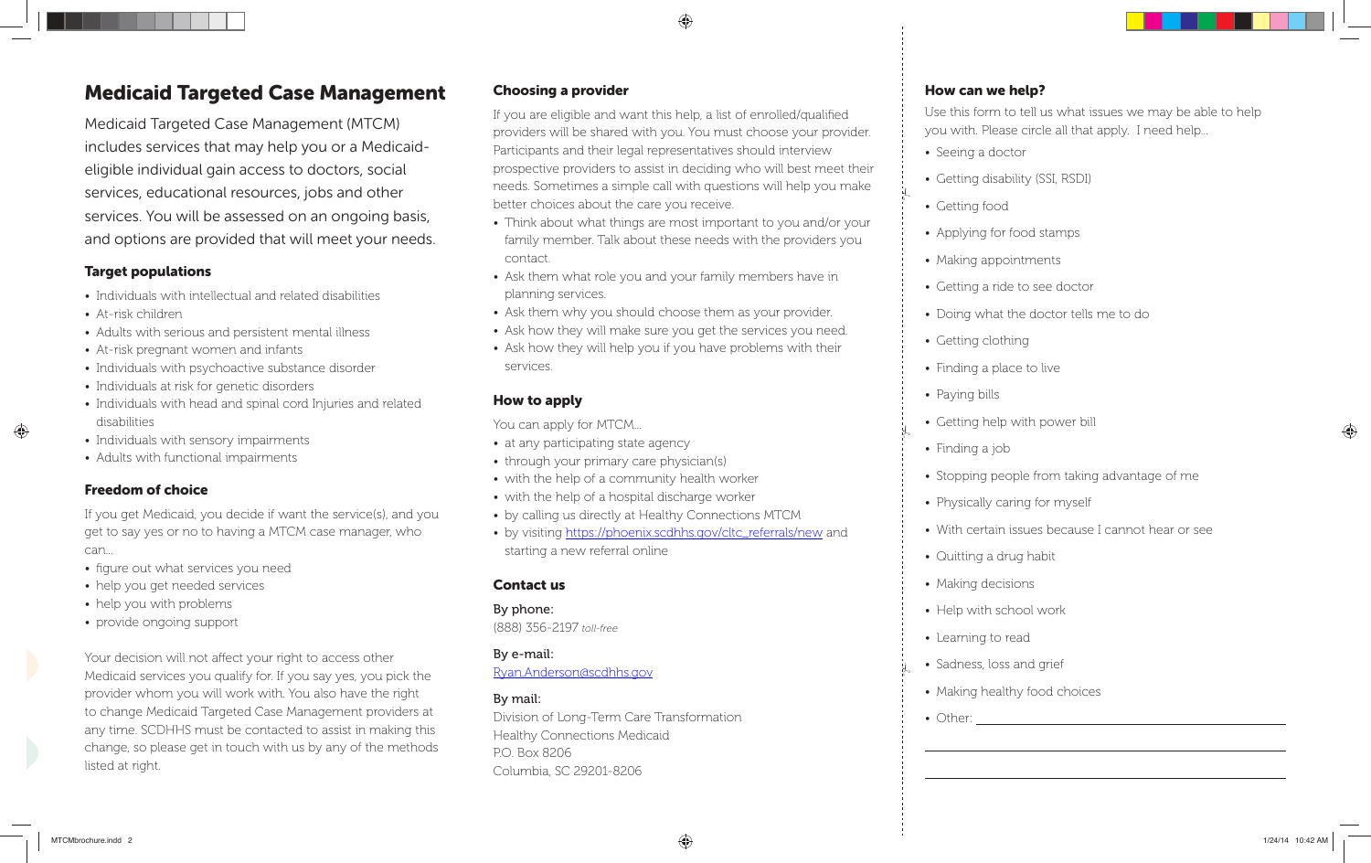# Medicaid Targeted Case Management

Medicaid Targeted Case Management (MTCM) includes services that may help you or a Medicaid-eligible individual gain access to doctors, social services, educational resources, jobs and other services. You will be assessed on an ongoing basis, and options are provided that will meet your needs.

### Target populations

- Individuals with intellectual and related disabilities
- At-risk children
- Adults with serious and persistent mental illness
- At-risk pregnant women and infants
- Individuals with psychoactive substance disorder
- Individuals at risk for genetic disorders
- Individuals with head and spinal cord Injuries and related disabilities
- Individuals with sensory impairments
- Adults with functional impairments

### Freedom of choice

If you get Medicaid, you decide if want the service(s), and you get to say yes or no to having a MTCM case manager, who can...

- figure out what services you need
- help you get needed services
- help you with problems
- provide ongoing support

Your decision will not affect your right to access other Medicaid services you qualify for. If you say yes, you pick the provider whom you will work with. You also have the right to change Medicaid Targeted Case Management providers at any time. SCDHHS must be contacted to assist in making this change, so please get in touch with us by any of the methods listed at right.

### Choosing a provider

If you are eligible and want this help, a list of enrolled/qualified providers will be shared with you. You must choose your provider. Participants and their legal representatives should interview prospective providers to assist in deciding who will best meet their needs. Sometimes a simple call with questions will help you make better choices about the care you receive.

- Think about what things are most important to you and/or your family member. Talk about these needs with the providers you contact.
- Ask them what role you and your family members have in planning services.
- Ask them why you should choose them as your provider.
- Ask how they will make sure you get the services you need.
- Ask how they will help you if you have problems with their services.

### How to apply

You can apply for MTCM...

- at any participating state agency
- through your primary care physician(s)
- with the help of a community health worker
- with the help of a hospital discharge worker
- by calling us directly at Healthy Connections MTCM
- by visiting https://phoenix.scdhhs.gov/cltc_referrals/new and starting a new referral online

### Contact us

By phone:
(888) 356-2197 *toll-free*

By e-mail:
Ryan.Anderson@scdhhs.gov

By mail:
Division of Long-Term Care Transformation
Healthy Connections Medicaid
P.O. Box 8206
Columbia, SC 29201-8206

### How can we help?

Use this form to tell us what issues we may be able to help you with. Please circle all that apply. I need help...

- Seeing a doctor
- Getting disability (SSI, RSDI)
- Getting food
- Applying for food stamps
- Making appointments
- Getting a ride to see doctor
- Doing what the doctor tells me to do
- Getting clothing
- Finding a place to live
- Paying bills
- Getting help with power bill
- Finding a job
- Stopping people from taking advantage of me
- Physically caring for myself
- With certain issues because I cannot hear or see
- Quitting a drug habit
- Making decisions
- Help with school work
- Learning to read
- Sadness, loss and grief
- Making healthy food choices
- Other: ____________________

____________________

____________________